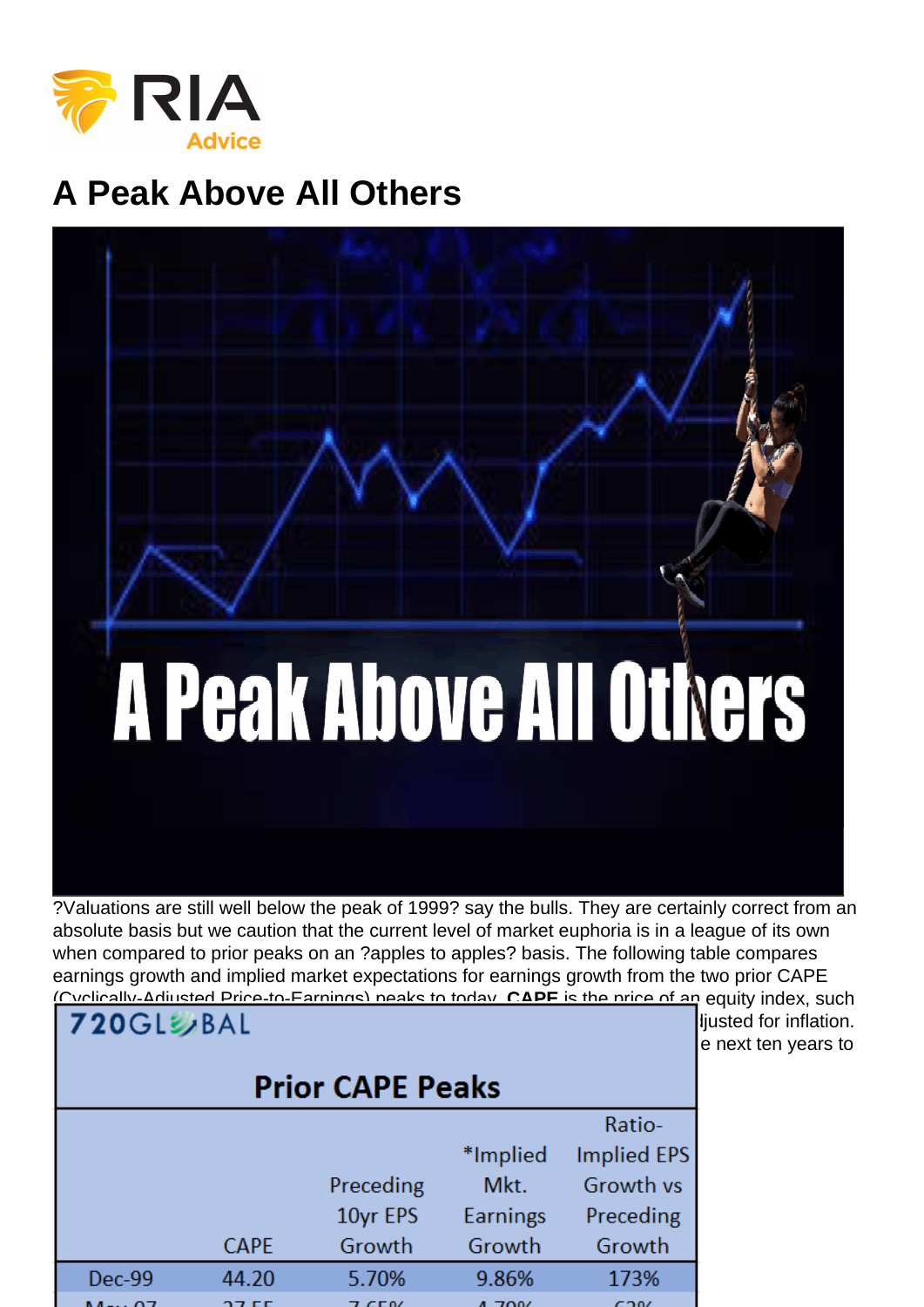# A Peak Above All Others

?Valuations are still well below the peak of 1999? say the bulls. They are certainly correct from an absolute basis but we caution that the current level of market euphoria is in a league of its own when compared to prior peaks on an ?apples to apples? basis. The following table compares earnings growth and implied market expectations for earnings growth from the two prior CAPE (Cyclically-Adjusted Price-to-Earnings) peaks to today. **CAPE** is the price of an equity index, such ...justed for inflation. ...e next ten years to

720GLOBAL

| Prior CAPE Peaks | | | | |
|---|---|---|---|---|
| | CAPE | Preceding 10yr EPS Growth | *Implied Mkt. Earnings Growth | Ratio- Implied EPS Growth vs Preceding Growth |
| Dec-99 | 44.20 | 5.70% | 9.86% | 173% |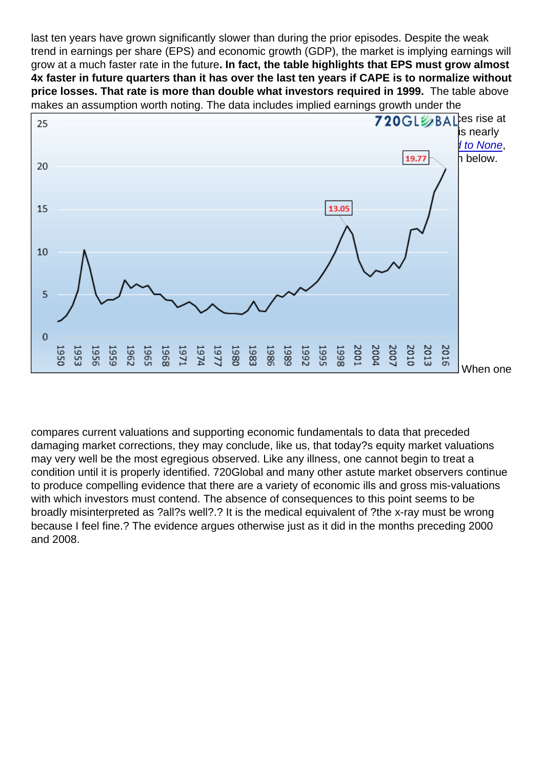last ten years have grown significantly slower than during the prior episodes. Despite the weak trend in earnings per share (EPS) and economic growth (GDP), the market is implying earnings will grow at a much faster rate in the future. **In fact, the table highlights that EPS must grow almost 4x faster in future quarters than it has over the last ten years if CAPE is to normalize without price losses. That rate is more than double what investors required in 1999.** The table above makes an assumption worth noting. The data includes implied earnings growth under the

...es rise at ...is nearly ...*d to None*, ...n below.

720GLOBAL

25
20
15
10
5
0

19.77
13.05

1950 1953 1956 1959 1962 1965 1968 1971 1974 1977 1980 1983 1986 1989 1992 1995 1998 2001 2004 2007 2010 2013 2016

When one compares current valuations and supporting economic fundamentals to data that preceded damaging market corrections, they may conclude, like us, that today?s equity market valuations may very well be the most egregious observed. Like any illness, one cannot begin to treat a condition until it is properly identified. 720Global and many other astute market observers continue to produce compelling evidence that there are a variety of economic ills and gross mis-valuations with which investors must contend. The absence of consequences to this point seems to be broadly misinterpreted as ?all?s well?.? It is the medical equivalent of ?the x-ray must be wrong because I feel fine.? The evidence argues otherwise just as it did in the months preceding 2000 and 2008.